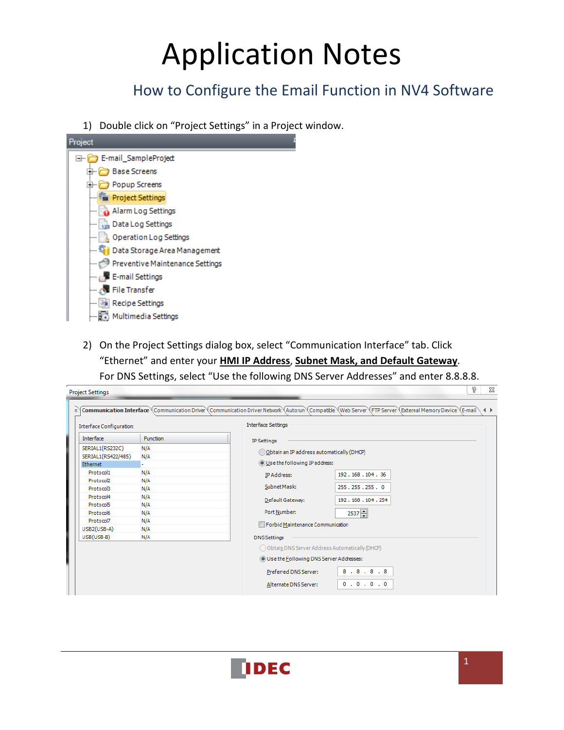# Application Notes

## How to Configure the Email Function in NV4 Software

1) Double click on "Project Settings" in a Project window.

2) On the Project Settings dialog box, select "Communication Interface" tab. Click "Ethernet" and enter your **HMI IP Address**, **Subnet Mask, and Default Gateway**. For DNS Settings, select "Use the following DNS Server Addresses" and enter 8.8.8.8.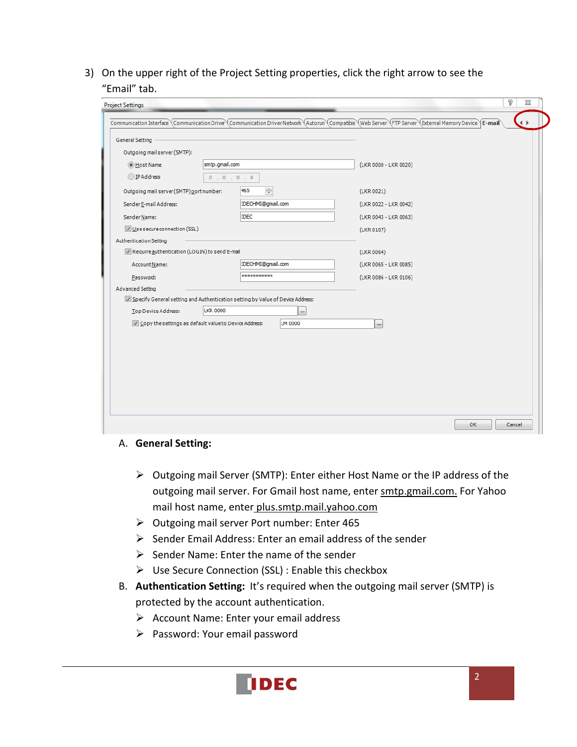3) On the upper right of the Project Setting properties, click the right arrow to see the "Email" tab.

A. **General Setting:**

- ➢ Outgoing mail Server (SMTP): Enter either Host Name or the IP address of the outgoing mail server. For Gmail host name, enter smtp.gmail.com. For Yahoo mail host name, enter plus.smtp.mail.yahoo.com
- ➢ Outgoing mail server Port number: Enter 465
- ➢ Sender Email Address: Enter an email address of the sender
- ➢ Sender Name: Enter the name of the sender
- ➢ Use Secure Connection (SSL) : Enable this checkbox

B. **Authentication Setting:** It's required when the outgoing mail server (SMTP) is protected by the account authentication.

- ➢ Account Name: Enter your email address
- ➢ Password: Your email password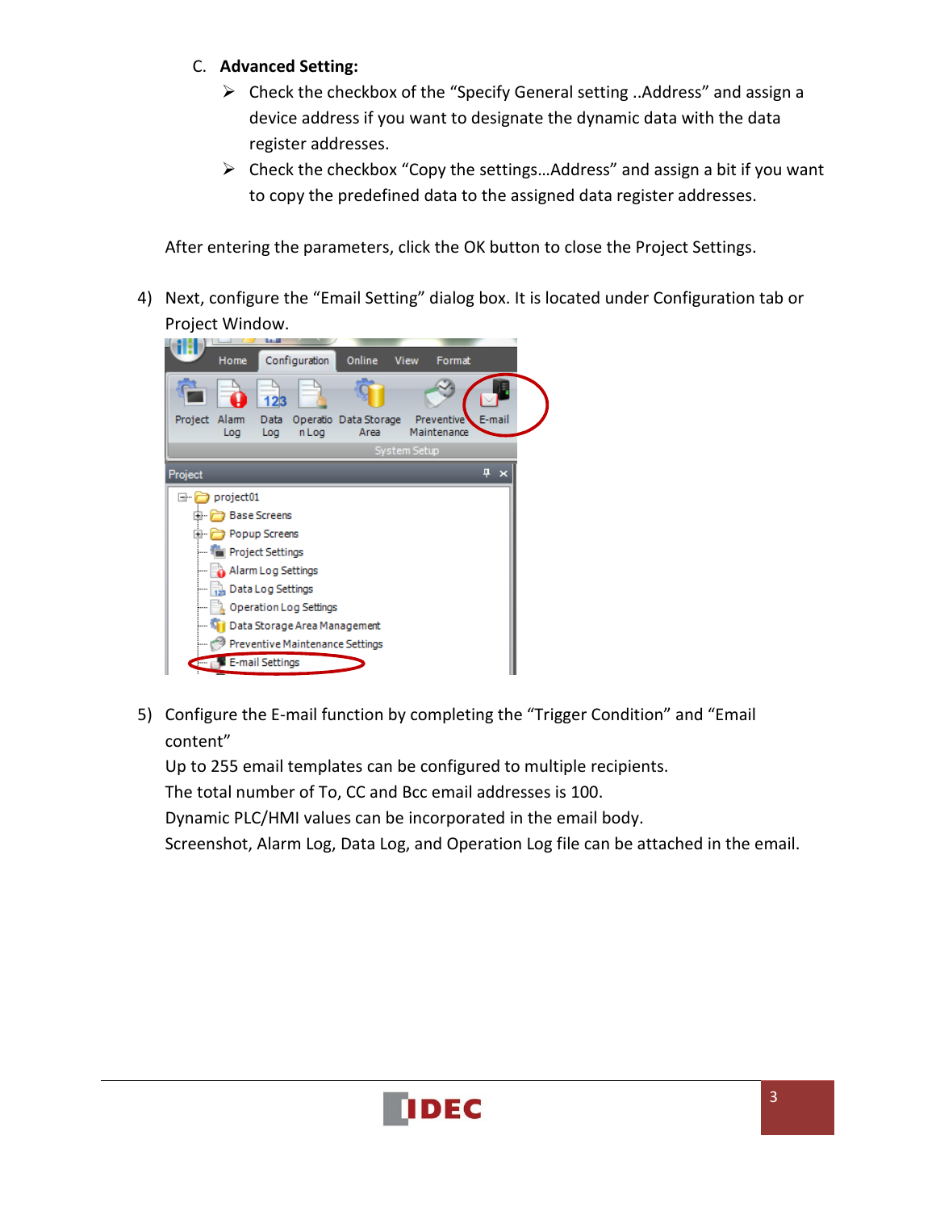C. **Advanced Setting:**

- Check the checkbox of the "Specify General setting ..Address" and assign a device address if you want to designate the dynamic data with the data register addresses.
- Check the checkbox "Copy the settings…Address" and assign a bit if you want to copy the predefined data to the assigned data register addresses.

After entering the parameters, click the OK button to close the Project Settings.

4) Next, configure the "Email Setting" dialog box. It is located under Configuration tab or Project Window.

5) Configure the E-mail function by completing the "Trigger Condition" and "Email content"

   Up to 255 email templates can be configured to multiple recipients.

   The total number of To, CC and Bcc email addresses is 100.

   Dynamic PLC/HMI values can be incorporated in the email body.

   Screenshot, Alarm Log, Data Log, and Operation Log file can be attached in the email.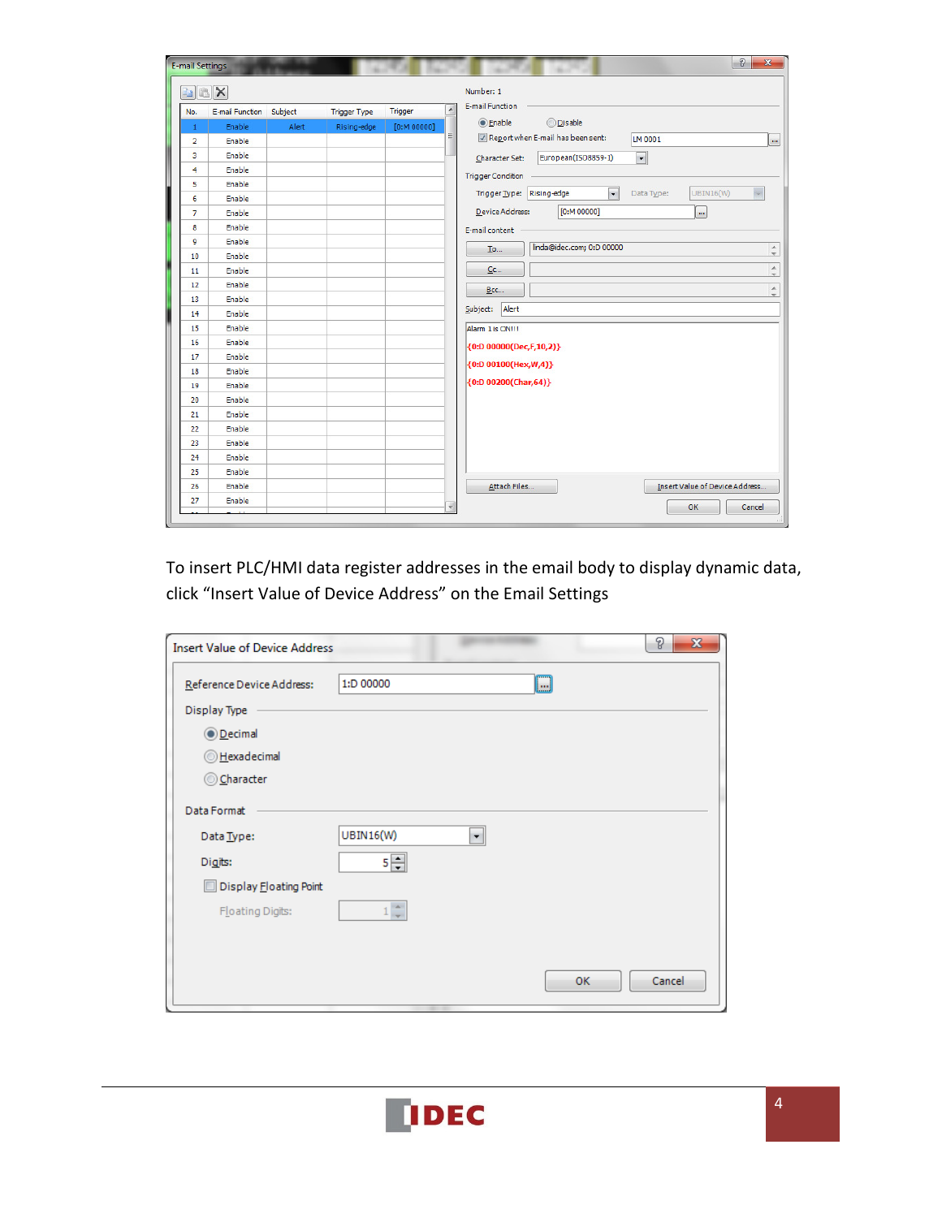To insert PLC/HMI data register addresses in the email body to display dynamic data, click “Insert Value of Device Address” on the Email Settings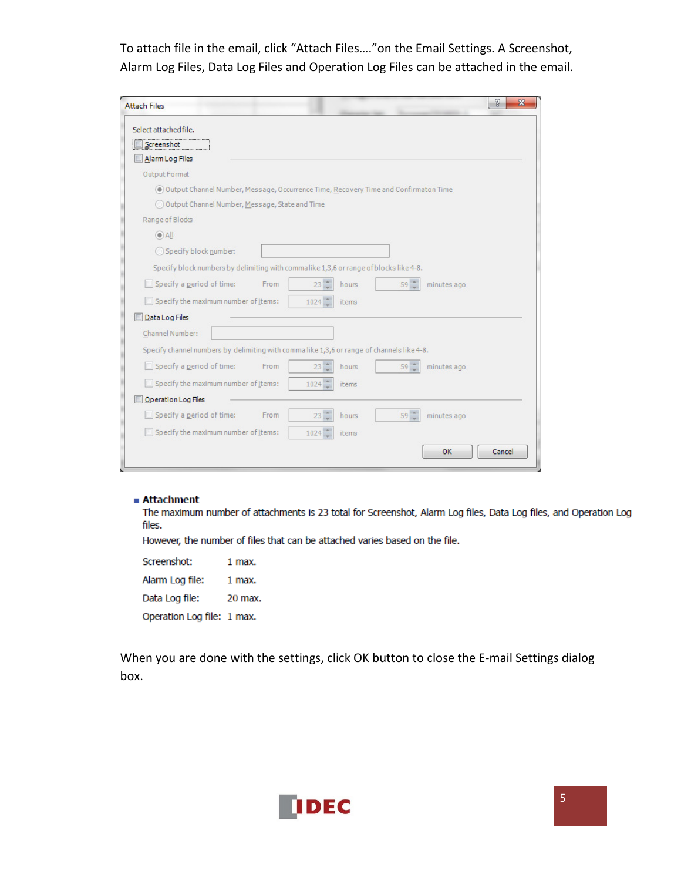To attach file in the email, click “Attach Files….”on the Email Settings. A Screenshot, Alarm Log Files, Data Log Files and Operation Log Files can be attached in the email.

Attach Files

Select attached file.

- [ ] Screenshot
- [ ] Alarm Log Files

Output Format

- (•) Output Channel Number, Message, Occurrence Time, Recovery Time and Confirmaton Time
- ( ) Output Channel Number, Message, State and Time

Range of Blocks

- (•) All
- ( ) Specify block number:

Specify block numbers by delimiting with comma like 1,3,6 or range of blocks like 4-8.

- [ ] Specify a period of time: From 23 hours 59 minutes ago
- [ ] Specify the maximum number of items: 1024 items

- [ ] Data Log Files

Channel Number:

Specify channel numbers by delimiting with comma like 1,3,6 or range of channels like 4-8.

- [ ] Specify a period of time: From 23 hours 59 minutes ago
- [ ] Specify the maximum number of items: 1024 items

- [ ] Operation Log Files
- [ ] Specify a period of time: From 23 hours 59 minutes ago
- [ ] Specify the maximum number of items: 1024 items

OK Cancel

- **Attachment**

  The maximum number of attachments is 23 total for Screenshot, Alarm Log files, Data Log files, and Operation Log files.

  However, the number of files that can be attached varies based on the file.

  Screenshot: 1 max.

  Alarm Log file: 1 max.

  Data Log file: 20 max.

  Operation Log file: 1 max.

When you are done with the settings, click OK button to close the E-mail Settings dialog box.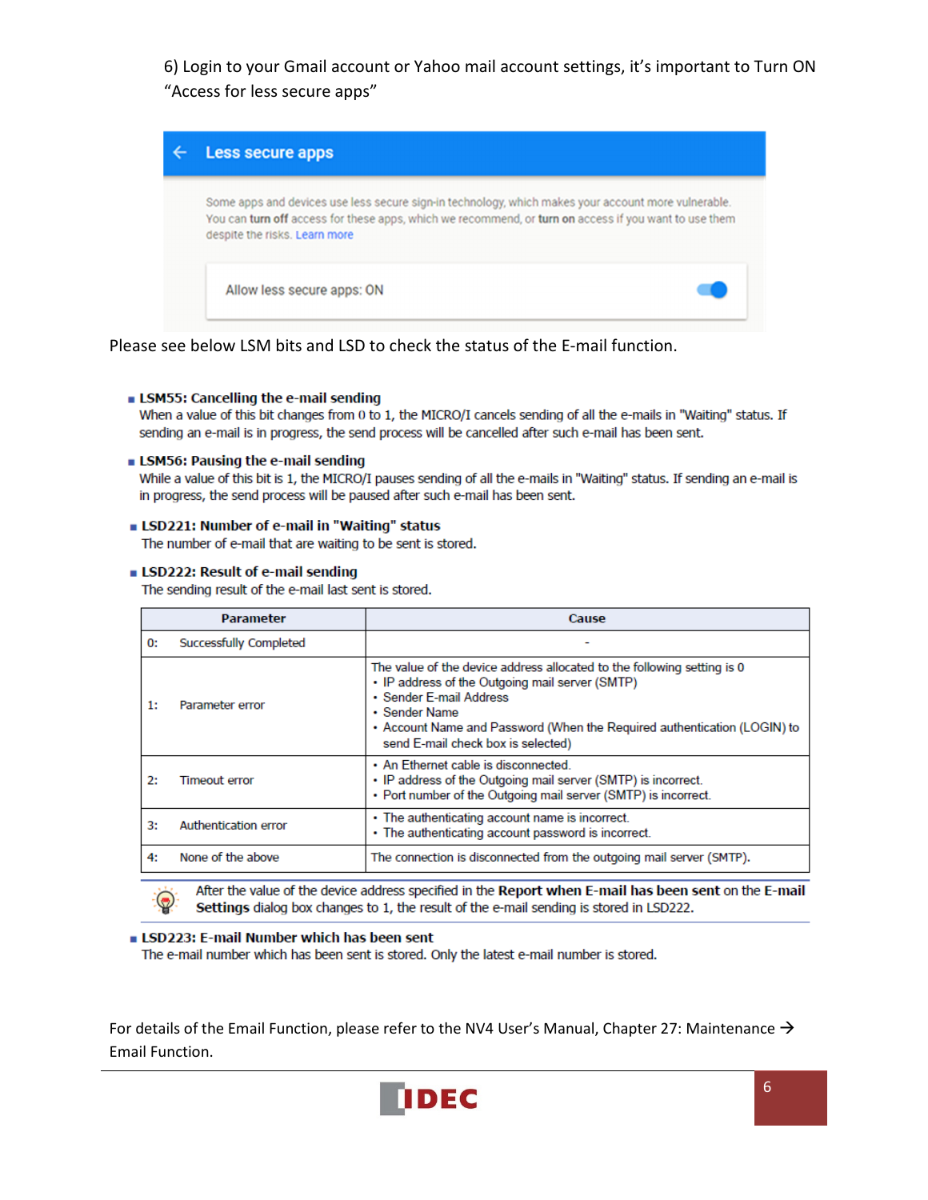6) Login to your Gmail account or Yahoo mail account settings, it's important to Turn ON "Access for less secure apps"

**Less secure apps**

Some apps and devices use less secure sign-in technology, which makes your account more vulnerable. You can **turn off** access for these apps, which we recommend, or **turn on** access if you want to use them despite the risks. Learn more

Allow less secure apps: ON

Please see below LSM bits and LSD to check the status of the E-mail function.

- **LSM55: Cancelling the e-mail sending**
  When a value of this bit changes from 0 to 1, the MICRO/I cancels sending of all the e-mails in "Waiting" status. If sending an e-mail is in progress, the send process will be cancelled after such e-mail has been sent.

- **LSM56: Pausing the e-mail sending**
  While a value of this bit is 1, the MICRO/I pauses sending of all the e-mails in "Waiting" status. If sending an e-mail is in progress, the send process will be paused after such e-mail has been sent.

- **LSD221: Number of e-mail in "Waiting" status**
  The number of e-mail that are waiting to be sent is stored.

- **LSD222: Result of e-mail sending**
  The sending result of the e-mail last sent is stored.

| Parameter | Cause |
|---|---|
| 0: Successfully Completed | - |
| 1: Parameter error | The value of the device address allocated to the following setting is 0<br>• IP address of the Outgoing mail server (SMTP)<br>• Sender E-mail Address<br>• Sender Name<br>• Account Name and Password (When the Required authentication (LOGIN) to send E-mail check box is selected) |
| 2: Timeout error | • An Ethernet cable is disconnected.<br>• IP address of the Outgoing mail server (SMTP) is incorrect.<br>• Port number of the Outgoing mail server (SMTP) is incorrect. |
| 3: Authentication error | • The authenticating account name is incorrect.<br>• The authenticating account password is incorrect. |
| 4: None of the above | The connection is disconnected from the outgoing mail server (SMTP). |

After the value of the device address specified in the **Report when E-mail has been sent** on the **E-mail Settings** dialog box changes to 1, the result of the e-mail sending is stored in LSD222.

- **LSD223: E-mail Number which has been sent**
  The e-mail number which has been sent is stored. Only the latest e-mail number is stored.

For details of the Email Function, please refer to the NV4 User's Manual, Chapter 27: Maintenance → Email Function.